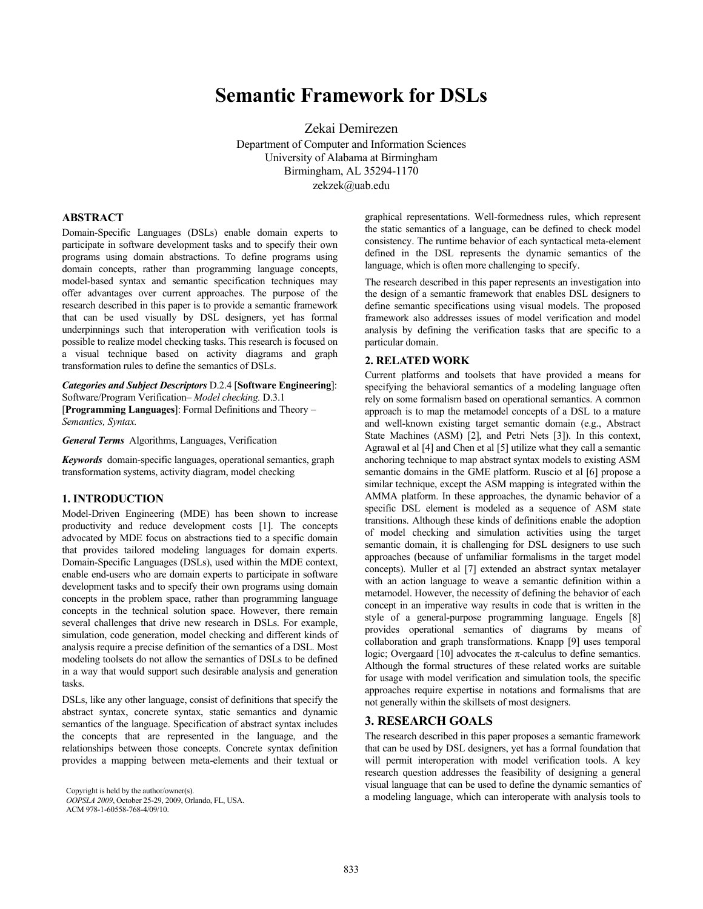# Semantic Framework for DSLs

Zekai Demirezen
Department of Computer and Information Sciences
University of Alabama at Birmingham
Birmingham, AL 35294-1170
zekzek@uab.edu

## ABSTRACT

Domain-Specific Languages (DSLs) enable domain experts to participate in software development tasks and to specify their own programs using domain abstractions. To define programs using domain concepts, rather than programming language concepts, model-based syntax and semantic specification techniques may offer advantages over current approaches. The purpose of the research described in this paper is to provide a semantic framework that can be used visually by DSL designers, yet has formal underpinnings such that interoperation with verification tools is possible to realize model checking tasks. This research is focused on a visual technique based on activity diagrams and graph transformation rules to define the semantics of DSLs.

***Categories and Subject Descriptors*** D.2.4 [**Software Engineering**]: Software/Program Verification– *Model checking.* D.3.1 [**Programming Languages**]: Formal Definitions and Theory – *Semantics, Syntax.*

***General Terms*** Algorithms, Languages, Verification

***Keywords*** domain-specific languages, operational semantics, graph transformation systems, activity diagram, model checking

## 1. INTRODUCTION

Model-Driven Engineering (MDE) has been shown to increase productivity and reduce development costs [1]. The concepts advocated by MDE focus on abstractions tied to a specific domain that provides tailored modeling languages for domain experts. Domain-Specific Languages (DSLs), used within the MDE context, enable end-users who are domain experts to participate in software development tasks and to specify their own programs using domain concepts in the problem space, rather than programming language concepts in the technical solution space. However, there remain several challenges that drive new research in DSLs. For example, simulation, code generation, model checking and different kinds of analysis require a precise definition of the semantics of a DSL. Most modeling toolsets do not allow the semantics of DSLs to be defined in a way that would support such desirable analysis and generation tasks.

DSLs, like any other language, consist of definitions that specify the abstract syntax, concrete syntax, static semantics and dynamic semantics of the language. Specification of abstract syntax includes the concepts that are represented in the language, and the relationships between those concepts. Concrete syntax definition provides a mapping between meta-elements and their textual or graphical representations. Well-formedness rules, which represent the static semantics of a language, can be defined to check model consistency. The runtime behavior of each syntactical meta-element defined in the DSL represents the dynamic semantics of the language, which is often more challenging to specify.

The research described in this paper represents an investigation into the design of a semantic framework that enables DSL designers to define semantic specifications using visual models. The proposed framework also addresses issues of model verification and model analysis by defining the verification tasks that are specific to a particular domain.

## 2. RELATED WORK

Current platforms and toolsets that have provided a means for specifying the behavioral semantics of a modeling language often rely on some formalism based on operational semantics. A common approach is to map the metamodel concepts of a DSL to a mature and well-known existing target semantic domain (e.g., Abstract State Machines (ASM) [2], and Petri Nets [3]). In this context, Agrawal et al [4] and Chen et al [5] utilize what they call a semantic anchoring technique to map abstract syntax models to existing ASM semantic domains in the GME platform. Ruscio et al [6] propose a similar technique, except the ASM mapping is integrated within the AMMA platform. In these approaches, the dynamic behavior of a specific DSL element is modeled as a sequence of ASM state transitions. Although these kinds of definitions enable the adoption of model checking and simulation activities using the target semantic domain, it is challenging for DSL designers to use such approaches (because of unfamiliar formalisms in the target model concepts). Muller et al [7] extended an abstract syntax metalayer with an action language to weave a semantic definition within a metamodel. However, the necessity of defining the behavior of each concept in an imperative way results in code that is written in the style of a general-purpose programming language. Engels [8] provides operational semantics of diagrams by means of collaboration and graph transformations. Knapp [9] uses temporal logic; Overgaard [10] advocates the π-calculus to define semantics. Although the formal structures of these related works are suitable for usage with model verification and simulation tools, the specific approaches require expertise in notations and formalisms that are not generally within the skillsets of most designers.

## 3. RESEARCH GOALS

The research described in this paper proposes a semantic framework that can be used by DSL designers, yet has a formal foundation that will permit interoperation with model verification tools. A key research question addresses the feasibility of designing a general visual language that can be used to define the dynamic semantics of a modeling language, which can interoperate with analysis tools to

Copyright is held by the author/owner(s).
*OOPSLA 2009*, October 25-29, 2009, Orlando, FL, USA.
ACM 978-1-60558-768-4/09/10.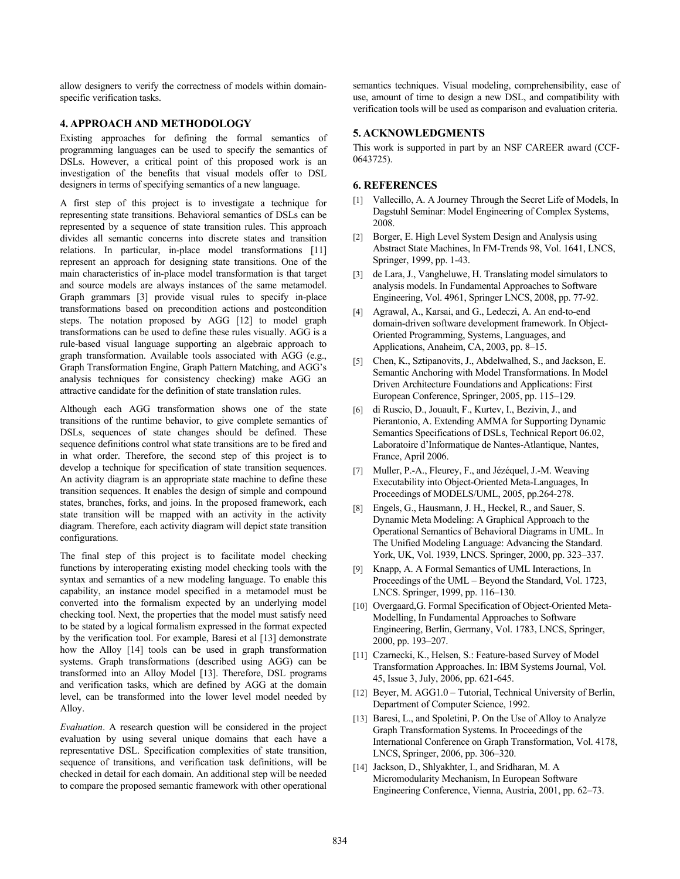allow designers to verify the correctness of models within domain-specific verification tasks.

## 4. APPROACH AND METHODOLOGY

Existing approaches for defining the formal semantics of programming languages can be used to specify the semantics of DSLs. However, a critical point of this proposed work is an investigation of the benefits that visual models offer to DSL designers in terms of specifying semantics of a new language.

A first step of this project is to investigate a technique for representing state transitions. Behavioral semantics of DSLs can be represented by a sequence of state transition rules. This approach divides all semantic concerns into discrete states and transition relations. In particular, in-place model transformations [11] represent an approach for designing state transitions. One of the main characteristics of in-place model transformation is that target and source models are always instances of the same metamodel. Graph grammars [3] provide visual rules to specify in-place transformations based on precondition actions and postcondition steps. The notation proposed by AGG [12] to model graph transformations can be used to define these rules visually. AGG is a rule-based visual language supporting an algebraic approach to graph transformation. Available tools associated with AGG (e.g., Graph Transformation Engine, Graph Pattern Matching, and AGG's analysis techniques for consistency checking) make AGG an attractive candidate for the definition of state translation rules.

Although each AGG transformation shows one of the state transitions of the runtime behavior, to give complete semantics of DSLs, sequences of state changes should be defined. These sequence definitions control what state transitions are to be fired and in what order. Therefore, the second step of this project is to develop a technique for specification of state transition sequences. An activity diagram is an appropriate state machine to define these transition sequences. It enables the design of simple and compound states, branches, forks, and joins. In the proposed framework, each state transition will be mapped with an activity in the activity diagram. Therefore, each activity diagram will depict state transition configurations.

The final step of this project is to facilitate model checking functions by interoperating existing model checking tools with the syntax and semantics of a new modeling language. To enable this capability, an instance model specified in a metamodel must be converted into the formalism expected by an underlying model checking tool. Next, the properties that the model must satisfy need to be stated by a logical formalism expressed in the format expected by the verification tool. For example, Baresi et al [13] demonstrate how the Alloy [14] tools can be used in graph transformation systems. Graph transformations (described using AGG) can be transformed into an Alloy Model [13]. Therefore, DSL programs and verification tasks, which are defined by AGG at the domain level, can be transformed into the lower level model needed by Alloy.

*Evaluation*. A research question will be considered in the project evaluation by using several unique domains that each have a representative DSL. Specification complexities of state transition, sequence of transitions, and verification task definitions, will be checked in detail for each domain. An additional step will be needed to compare the proposed semantic framework with other operational semantics techniques. Visual modeling, comprehensibility, ease of use, amount of time to design a new DSL, and compatibility with verification tools will be used as comparison and evaluation criteria.

## 5. ACKNOWLEDGMENTS

This work is supported in part by an NSF CAREER award (CCF-0643725).

## 6. REFERENCES

[1] Vallecillo, A. A Journey Through the Secret Life of Models, In Dagstuhl Seminar: Model Engineering of Complex Systems, 2008.

[2] Borger, E. High Level System Design and Analysis using Abstract State Machines, In FM-Trends 98, Vol. 1641, LNCS, Springer, 1999, pp. 1-43.

[3] de Lara, J., Vangheluwe, H. Translating model simulators to analysis models. In Fundamental Approaches to Software Engineering, Vol. 4961, Springer LNCS, 2008, pp. 77-92.

[4] Agrawal, A., Karsai, and G., Ledeczi, A. An end-to-end domain-driven software development framework. In Object-Oriented Programming, Systems, Languages, and Applications, Anaheim, CA, 2003, pp. 8–15.

[5] Chen, K., Sztipanovits, J., Abdelwalhed, S., and Jackson, E. Semantic Anchoring with Model Transformations. In Model Driven Architecture Foundations and Applications: First European Conference, Springer, 2005, pp. 115–129.

[6] di Ruscio, D., Jouault, F., Kurtev, I., Bezivin, J., and Pierantonio, A. Extending AMMA for Supporting Dynamic Semantics Specifications of DSLs, Technical Report 06.02, Laboratoire d'Informatique de Nantes-Atlantique, Nantes, France, April 2006.

[7] Muller, P.-A., Fleurey, F., and Jézéquel, J.-M. Weaving Executability into Object-Oriented Meta-Languages, In Proceedings of MODELS/UML, 2005, pp.264-278.

[8] Engels, G., Hausmann, J. H., Heckel, R., and Sauer, S. Dynamic Meta Modeling: A Graphical Approach to the Operational Semantics of Behavioral Diagrams in UML. In The Unified Modeling Language: Advancing the Standard. York, UK, Vol. 1939, LNCS. Springer, 2000, pp. 323–337.

[9] Knapp, A. A Formal Semantics of UML Interactions, In Proceedings of the UML – Beyond the Standard, Vol. 1723, LNCS. Springer, 1999, pp. 116–130.

[10] Overgaard,G. Formal Specification of Object-Oriented Meta-Modelling, In Fundamental Approaches to Software Engineering, Berlin, Germany, Vol. 1783, LNCS, Springer, 2000, pp. 193–207.

[11] Czarnecki, K., Helsen, S.: Feature-based Survey of Model Transformation Approaches. In: IBM Systems Journal, Vol. 45, Issue 3, July, 2006, pp. 621-645.

[12] Beyer, M. AGG1.0 – Tutorial, Technical University of Berlin, Department of Computer Science, 1992.

[13] Baresi, L., and Spoletini, P. On the Use of Alloy to Analyze Graph Transformation Systems. In Proceedings of the International Conference on Graph Transformation, Vol. 4178, LNCS, Springer, 2006, pp. 306–320.

[14] Jackson, D., Shlyakhter, I., and Sridharan, M. A Micromodularity Mechanism, In European Software Engineering Conference, Vienna, Austria, 2001, pp. 62–73.